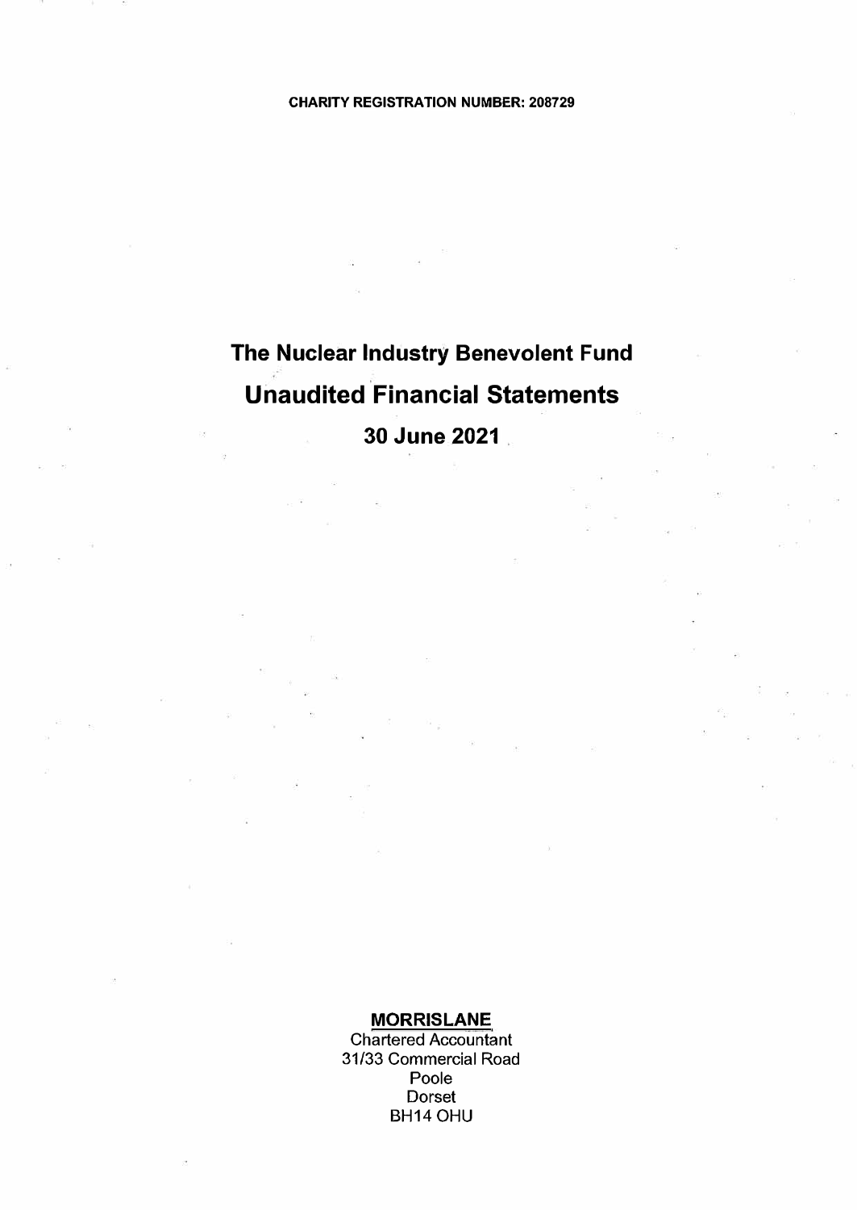**CHARITY REGISTRATION NUMBER: 208729**

# The Nuclear Industry Benevolent Fund

# Unaudited Financial Statements

## 30 June 2021

**MORRISLANE**

Chartered Accountant
31/33 Commercial Road
Poole
Dorset
BH14 OHU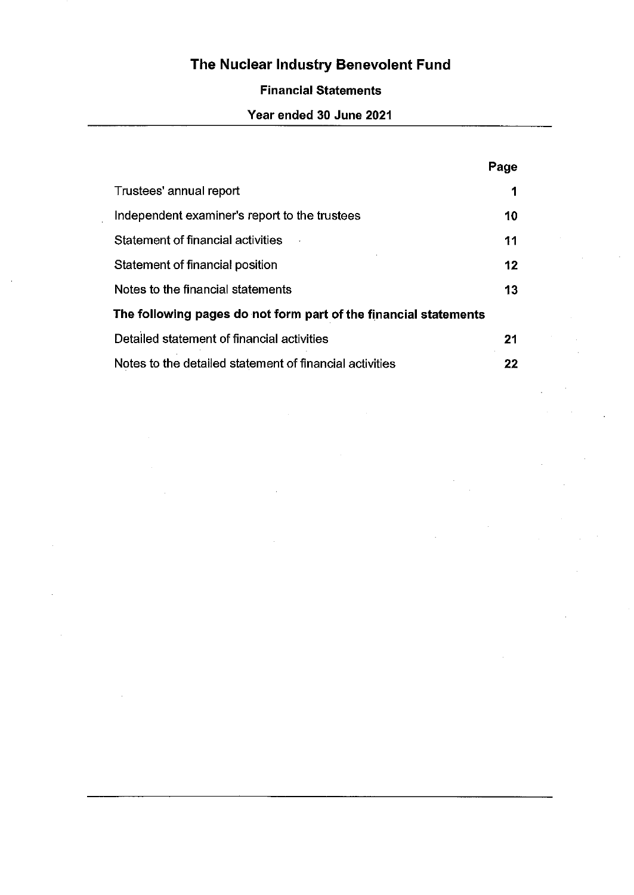# The Nuclear Industry Benevolent Fund

## Financial Statements

### Year ended 30 June 2021

| | Page |
|---|---|
| Trustees' annual report | 1 |
| Independent examiner's report to the trustees | 10 |
| Statement of financial activities | 11 |
| Statement of financial position | 12 |
| Notes to the financial statements | 13 |
| **The following pages do not form part of the financial statements** | |
| Detailed statement of financial activities | 21 |
| Notes to the detailed statement of financial activities | 22 |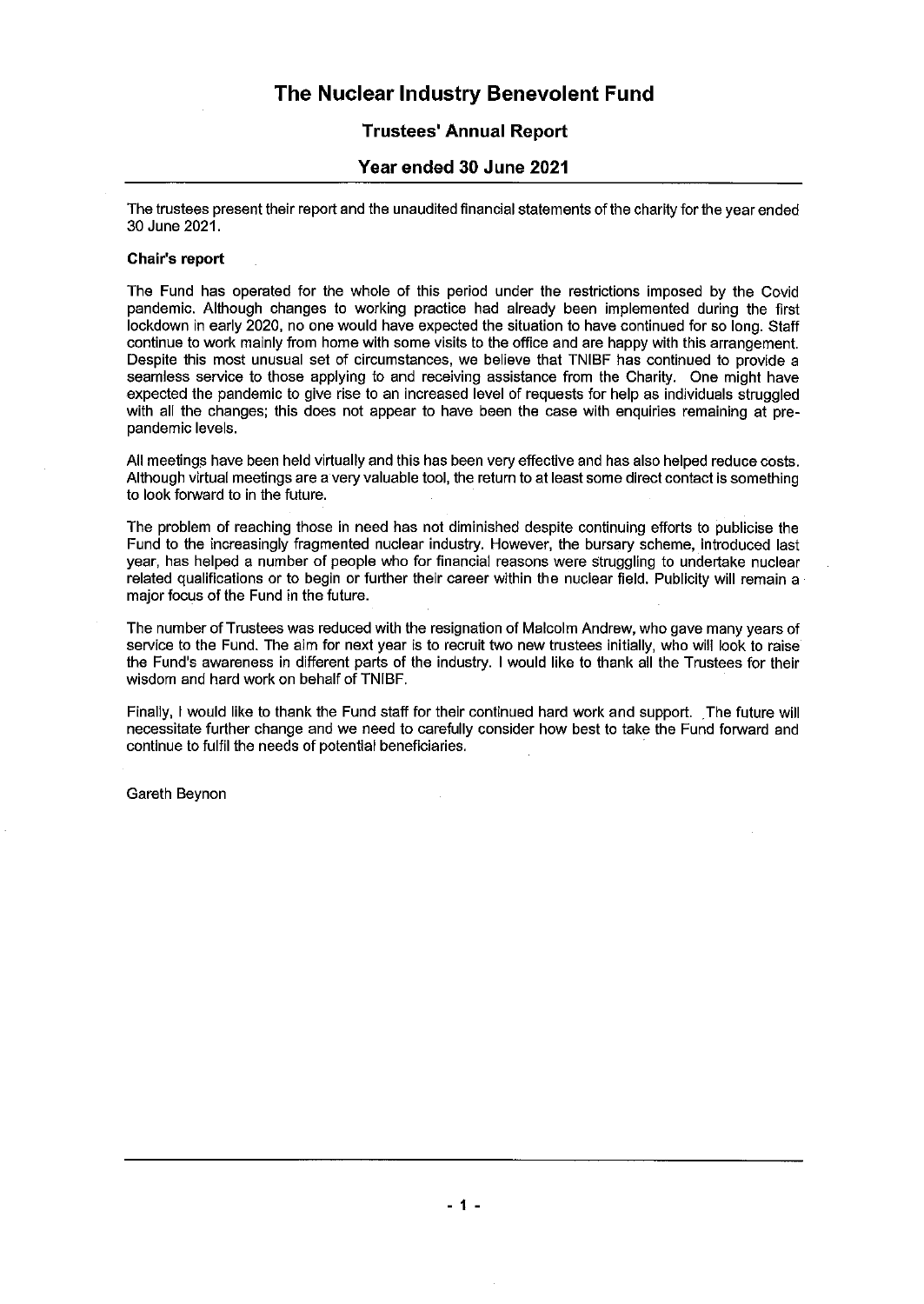# The Nuclear Industry Benevolent Fund

## Trustees' Annual Report

## Year ended 30 June 2021

The trustees present their report and the unaudited financial statements of the charity for the year ended 30 June 2021.

**Chair's report**

The Fund has operated for the whole of this period under the restrictions imposed by the Covid pandemic. Although changes to working practice had already been implemented during the first lockdown in early 2020, no one would have expected the situation to have continued for so long. Staff continue to work mainly from home with some visits to the office and are happy with this arrangement. Despite this most unusual set of circumstances, we believe that TNIBF has continued to provide a seamless service to those applying to and receiving assistance from the Charity. One might have expected the pandemic to give rise to an increased level of requests for help as individuals struggled with all the changes; this does not appear to have been the case with enquiries remaining at pre-pandemic levels.

All meetings have been held virtually and this has been very effective and has also helped reduce costs. Although virtual meetings are a very valuable tool, the return to at least some direct contact is something to look forward to in the future.

The problem of reaching those in need has not diminished despite continuing efforts to publicise the Fund to the increasingly fragmented nuclear industry. However, the bursary scheme, introduced last year, has helped a number of people who for financial reasons were struggling to undertake nuclear related qualifications or to begin or further their career within the nuclear field. Publicity will remain a major focus of the Fund in the future.

The number of Trustees was reduced with the resignation of Malcolm Andrew, who gave many years of service to the Fund. The aim for next year is to recruit two new trustees initially, who will look to raise the Fund's awareness in different parts of the industry. I would like to thank all the Trustees for their wisdom and hard work on behalf of TNIBF.

Finally, I would like to thank the Fund staff for their continued hard work and support. The future will necessitate further change and we need to carefully consider how best to take the Fund forward and continue to fulfil the needs of potential beneficiaries.

Gareth Beynon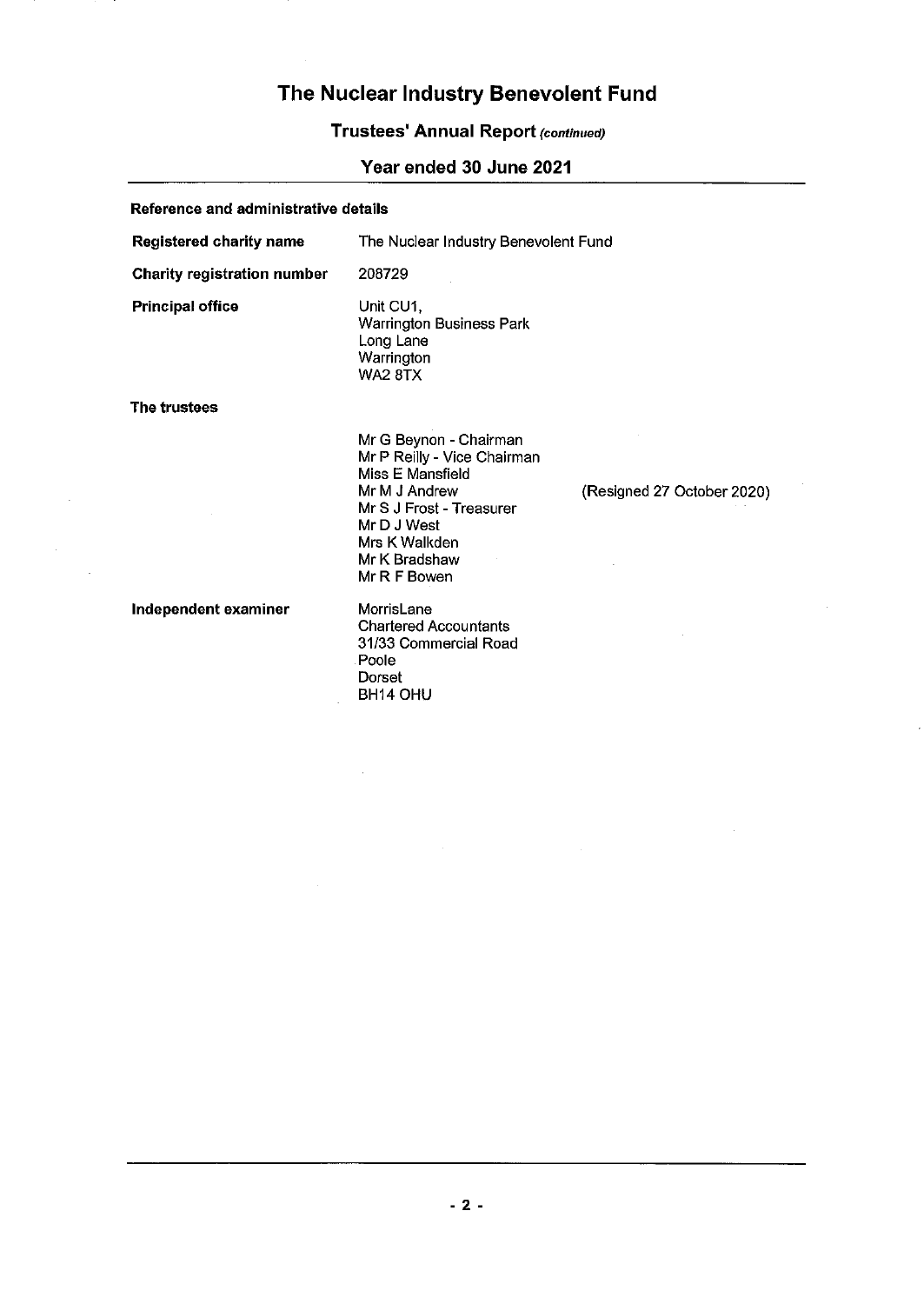# The Nuclear Industry Benevolent Fund

## Trustees' Annual Report *(continued)*

## Year ended 30 June 2021

**Reference and administrative details**

| | |
|---|---|
| **Registered charity name** | The Nuclear Industry Benevolent Fund |
| **Charity registration number** | 208729 |
| **Principal office** | Unit CU1,<br>Warrington Business Park<br>Long Lane<br>Warrington<br>WA2 8TX |

**The trustees**

| | |
|---|---|
| Mr G Beynon - Chairman | |
| Mr P Reilly - Vice Chairman | |
| Miss E Mansfield | |
| Mr M J Andrew | (Resigned 27 October 2020) |
| Mr S J Frost - Treasurer | |
| Mr D J West | |
| Mrs K Walkden | |
| Mr K Bradshaw | |
| Mr R F Bowen | |

| | |
|---|---|
| **Independent examiner** | MorrisLane<br>Chartered Accountants<br>31/33 Commercial Road<br>Poole<br>Dorset<br>BH14 OHU |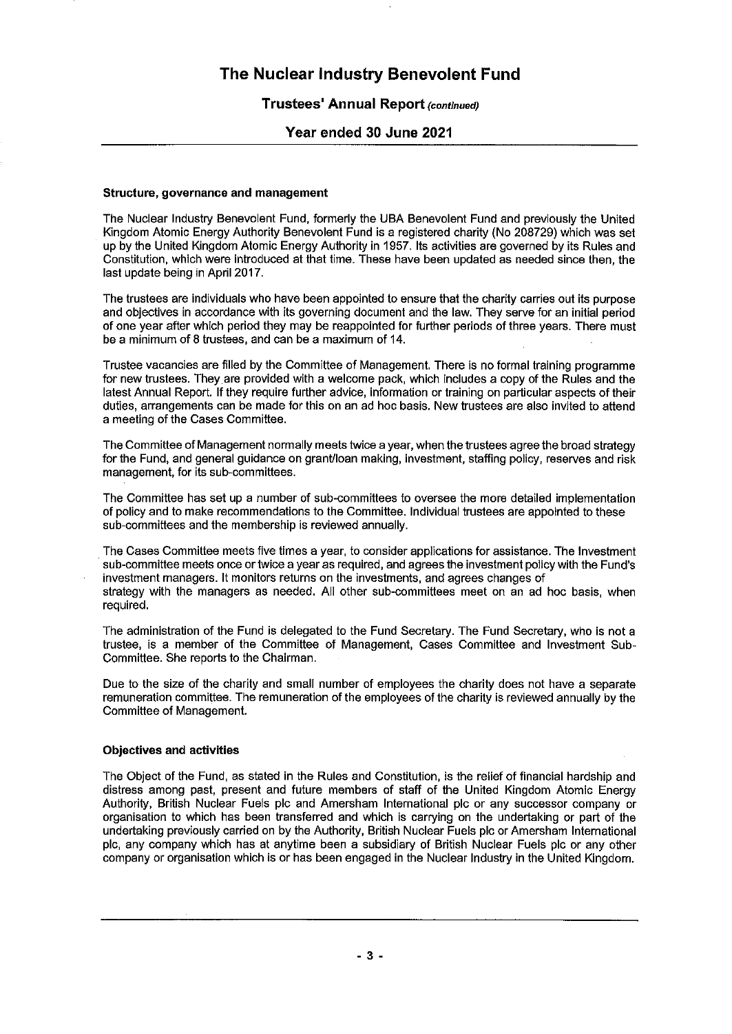## Structure, governance and management

The Nuclear Industry Benevolent Fund, formerly the UBA Benevolent Fund and previously the United Kingdom Atomic Energy Authority Benevolent Fund is a registered charity (No 208729) which was set up by the United Kingdom Atomic Energy Authority in 1957. Its activities are governed by its Rules and Constitution, which were introduced at that time. These have been updated as needed since then, the last update being in April 2017.

The trustees are individuals who have been appointed to ensure that the charity carries out its purpose and objectives in accordance with its governing document and the law. They serve for an initial period of one year after which period they may be reappointed for further periods of three years. There must be a minimum of 8 trustees, and can be a maximum of 14.

Trustee vacancies are filled by the Committee of Management. There is no formal training programme for new trustees. They are provided with a welcome pack, which includes a copy of the Rules and the latest Annual Report. If they require further advice, information or training on particular aspects of their duties, arrangements can be made for this on an ad hoc basis. New trustees are also invited to attend a meeting of the Cases Committee.

The Committee of Management normally meets twice a year, when the trustees agree the broad strategy for the Fund, and general guidance on grant/loan making, investment, staffing policy, reserves and risk management, for its sub-committees.

The Committee has set up a number of sub-committees to oversee the more detailed implementation of policy and to make recommendations to the Committee. Individual trustees are appointed to these sub-committees and the membership is reviewed annually.

The Cases Committee meets five times a year, to consider applications for assistance. The Investment sub-committee meets once or twice a year as required, and agrees the investment policy with the Fund's investment managers. It monitors returns on the investments, and agrees changes of strategy with the managers as needed. All other sub-committees meet on an ad hoc basis, when required.

The administration of the Fund is delegated to the Fund Secretary. The Fund Secretary, who is not a trustee, is a member of the Committee of Management, Cases Committee and Investment Sub-Committee. She reports to the Chairman.

Due to the size of the charity and small number of employees the charity does not have a separate remuneration committee. The remuneration of the employees of the charity is reviewed annually by the Committee of Management.

## Objectives and activities

The Object of the Fund, as stated in the Rules and Constitution, is the relief of financial hardship and distress among past, present and future members of staff of the United Kingdom Atomic Energy Authority, British Nuclear Fuels plc and Amersham International plc or any successor company or organisation to which has been transferred and which is carrying on the undertaking or part of the undertaking previously carried on by the Authority, British Nuclear Fuels plc or Amersham International plc, any company which has at anytime been a subsidiary of British Nuclear Fuels plc or any other company or organisation which is or has been engaged in the Nuclear Industry in the United Kingdom.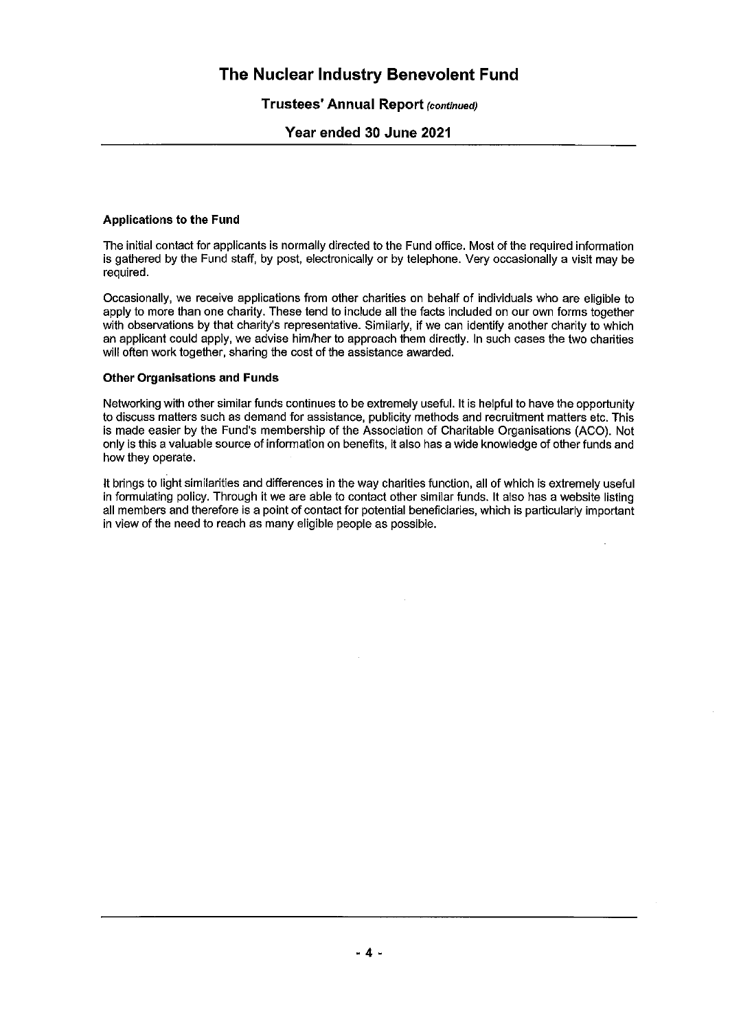**Applications to the Fund**

The initial contact for applicants is normally directed to the Fund office. Most of the required information is gathered by the Fund staff, by post, electronically or by telephone. Very occasionally a visit may be required.

Occasionally, we receive applications from other charities on behalf of individuals who are eligible to apply to more than one charity. These tend to include all the facts included on our own forms together with observations by that charity's representative. Similarly, if we can identify another charity to which an applicant could apply, we advise him/her to approach them directly. In such cases the two charities will often work together, sharing the cost of the assistance awarded.

**Other Organisations and Funds**

Networking with other similar funds continues to be extremely useful. It is helpful to have the opportunity to discuss matters such as demand for assistance, publicity methods and recruitment matters etc. This is made easier by the Fund's membership of the Association of Charitable Organisations (ACO). Not only is this a valuable source of information on benefits, it also has a wide knowledge of other funds and how they operate.

It brings to light similarities and differences in the way charities function, all of which is extremely useful in formulating policy. Through it we are able to contact other similar funds. It also has a website listing all members and therefore is a point of contact for potential beneficiaries, which is particularly important in view of the need to reach as many eligible people as possible.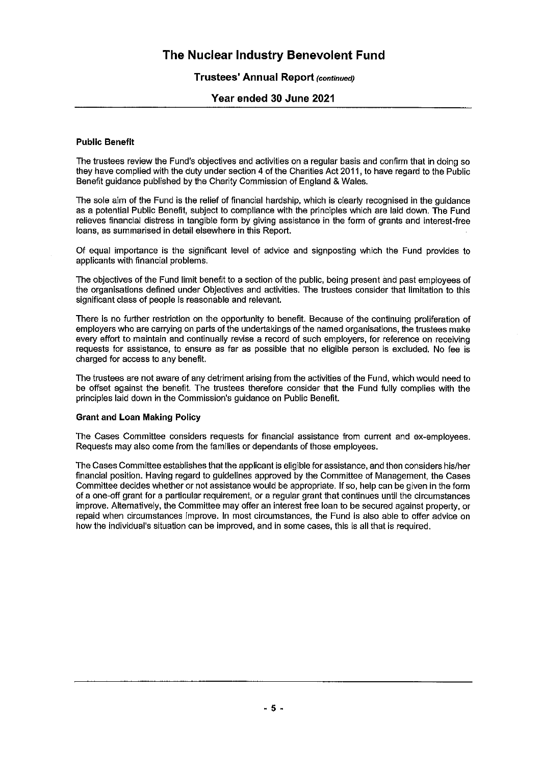### Public Benefit

The trustees review the Fund's objectives and activities on a regular basis and confirm that in doing so they have complied with the duty under section 4 of the Charities Act 2011, to have regard to the Public Benefit guidance published by the Charity Commission of England & Wales.

The sole aim of the Fund is the relief of financial hardship, which is clearly recognised in the guidance as a potential Public Benefit, subject to compliance with the principles which are laid down. The Fund relieves financial distress in tangible form by giving assistance in the form of grants and interest-free loans, as summarised in detail elsewhere in this Report.

Of equal importance is the significant level of advice and signposting which the Fund provides to applicants with financial problems.

The objectives of the Fund limit benefit to a section of the public, being present and past employees of the organisations defined under Objectives and activities. The trustees consider that limitation to this significant class of people is reasonable and relevant.

There is no further restriction on the opportunity to benefit. Because of the continuing proliferation of employers who are carrying on parts of the undertakings of the named organisations, the trustees make every effort to maintain and continually revise a record of such employers, for reference on receiving requests for assistance, to ensure as far as possible that no eligible person is excluded. No fee is charged for access to any benefit.

The trustees are not aware of any detriment arising from the activities of the Fund, which would need to be offset against the benefit. The trustees therefore consider that the Fund fully complies with the principles laid down in the Commission's guidance on Public Benefit.

### Grant and Loan Making Policy

The Cases Committee considers requests for financial assistance from current and ex-employees. Requests may also come from the families or dependants of those employees.

The Cases Committee establishes that the applicant is eligible for assistance, and then considers his/her financial position. Having regard to guidelines approved by the Committee of Management, the Cases Committee decides whether or not assistance would be appropriate. If so, help can be given in the form of a one-off grant for a particular requirement, or a regular grant that continues until the circumstances improve. Alternatively, the Committee may offer an interest free loan to be secured against property, or repaid when circumstances improve. In most circumstances, the Fund is also able to offer advice on how the individual's situation can be improved, and in some cases, this is all that is required.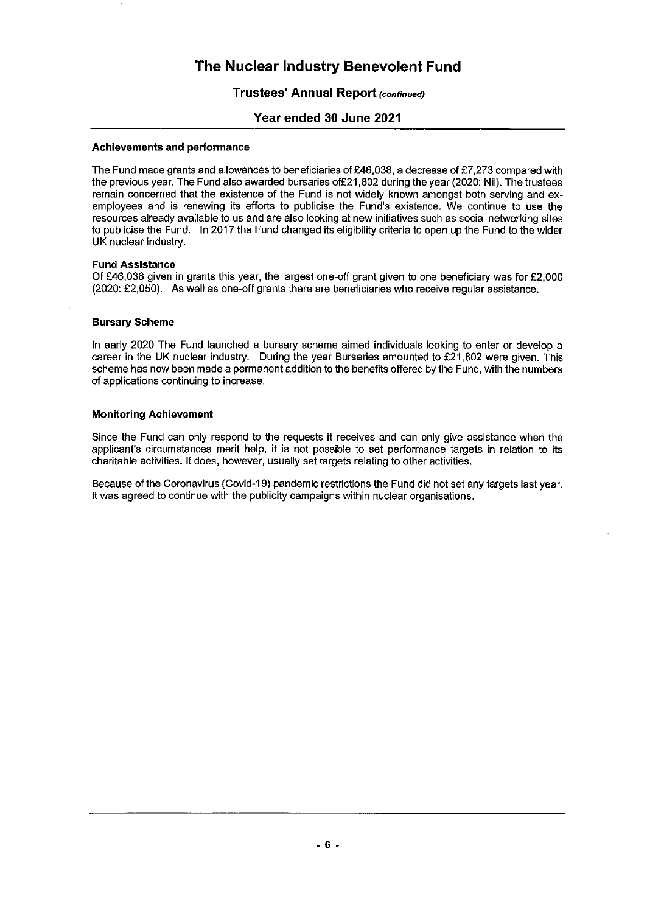# The Nuclear Industry Benevolent Fund

## Trustees' Annual Report *(continued)*

## Year ended 30 June 2021

### Achievements and performance

The Fund made grants and allowances to beneficiaries of £46,038, a decrease of £7,273 compared with the previous year. The Fund also awarded bursaries of£21,802 during the year (2020: Nil). The trustees remain concerned that the existence of the Fund is not widely known amongst both serving and ex-employees and is renewing its efforts to publicise the Fund's existence. We continue to use the resources already available to us and are also looking at new initiatives such as social networking sites to publicise the Fund. In 2017 the Fund changed its eligibility criteria to open up the Fund to the wider UK nuclear industry.

### Fund Assistance

Of £46,038 given in grants this year, the largest one-off grant given to one beneficiary was for £2,000 (2020: £2,050). As well as one-off grants there are beneficiaries who receive regular assistance.

### Bursary Scheme

In early 2020 The Fund launched a bursary scheme aimed individuals looking to enter or develop a career in the UK nuclear industry. During the year Bursaries amounted to £21,802 were given. This scheme has now been made a permanent addition to the benefits offered by the Fund, with the numbers of applications continuing to increase.

### Monitoring Achievement

Since the Fund can only respond to the requests it receives and can only give assistance when the applicant's circumstances merit help, it is not possible to set performance targets in relation to its charitable activities. It does, however, usually set targets relating to other activities.

Because of the Coronavirus (Covid-19) pandemic restrictions the Fund did not set any targets last year. It was agreed to continue with the publicity campaigns within nuclear organisations.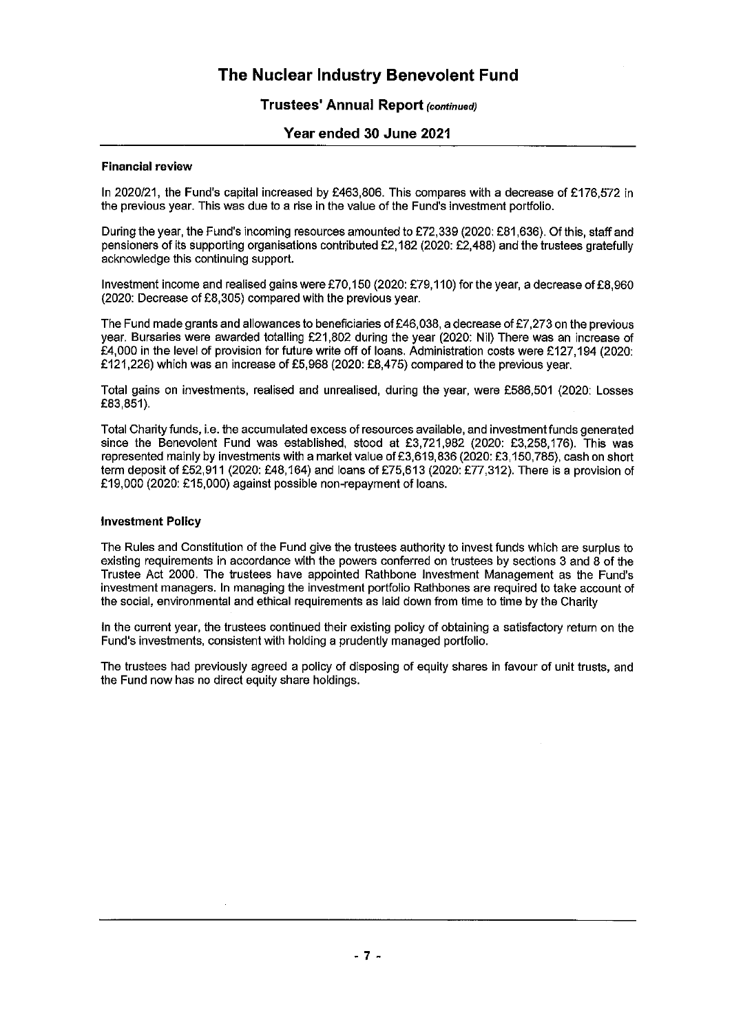### Financial review

In 2020/21, the Fund's capital increased by £463,806. This compares with a decrease of £176,572 in the previous year. This was due to a rise in the value of the Fund's investment portfolio.

During the year, the Fund's incoming resources amounted to £72,339 (2020: £81,636). Of this, staff and pensioners of its supporting organisations contributed £2,182 (2020: £2,488) and the trustees gratefully acknowledge this continuing support.

Investment income and realised gains were £70,150 (2020: £79,110) for the year, a decrease of £8,960 (2020: Decrease of £8,305) compared with the previous year.

The Fund made grants and allowances to beneficiaries of £46,038, a decrease of £7,273 on the previous year. Bursaries were awarded totalling £21,802 during the year (2020: Nil) There was an increase of £4,000 in the level of provision for future write off of loans. Administration costs were £127,194 (2020: £121,226) which was an increase of £5,968 (2020: £8,475) compared to the previous year.

Total gains on investments, realised and unrealised, during the year, were £586,501 (2020: Losses £83,851).

Total Charity funds, i.e. the accumulated excess of resources available, and investment funds generated since the Benevolent Fund was established, stood at £3,721,982 (2020: £3,258,176). This was represented mainly by investments with a market value of £3,619,836 (2020: £3,150,785), cash on short term deposit of £52,911 (2020: £48,164) and loans of £75,613 (2020: £77,312). There is a provision of £19,000 (2020: £15,000) against possible non-repayment of loans.

### Investment Policy

The Rules and Constitution of the Fund give the trustees authority to invest funds which are surplus to existing requirements in accordance with the powers conferred on trustees by sections 3 and 8 of the Trustee Act 2000. The trustees have appointed Rathbone Investment Management as the Fund's investment managers. In managing the investment portfolio Rathbones are required to take account of the social, environmental and ethical requirements as laid down from time to time by the Charity

In the current year, the trustees continued their existing policy of obtaining a satisfactory return on the Fund's investments, consistent with holding a prudently managed portfolio.

The trustees had previously agreed a policy of disposing of equity shares in favour of unit trusts, and the Fund now has no direct equity share holdings.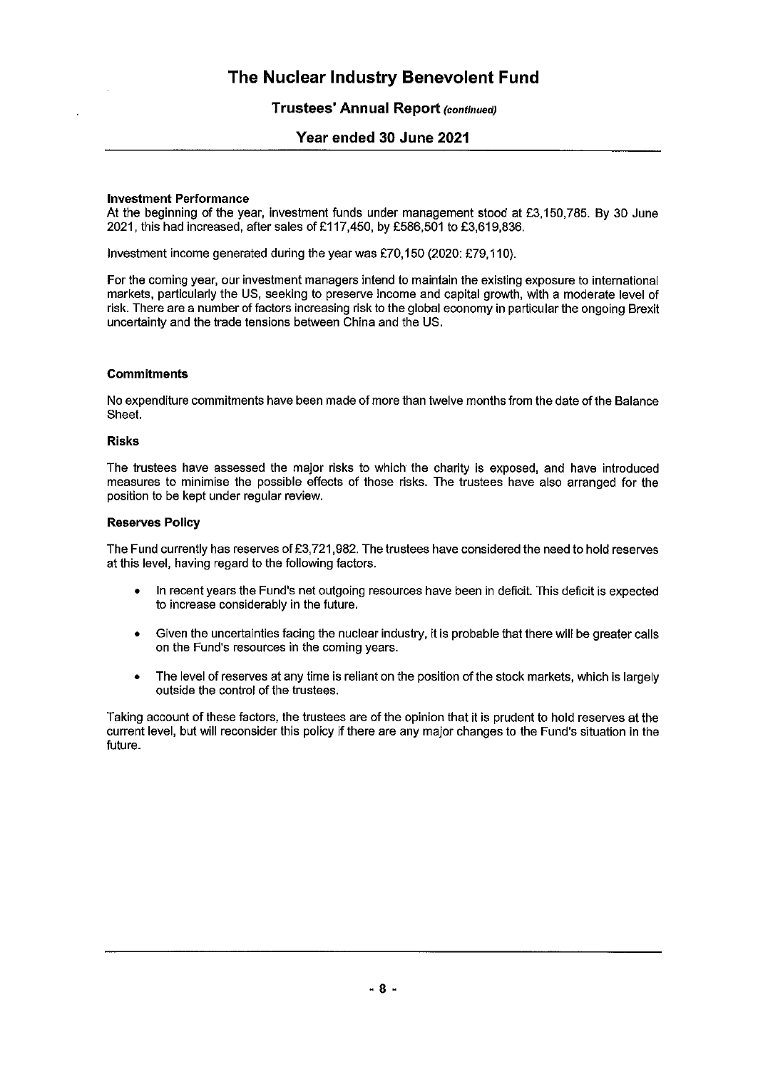## Investment Performance

At the beginning of the year, investment funds under management stood at £3,150,785. By 30 June 2021, this had increased, after sales of £117,450, by £586,501 to £3,619,836.

Investment income generated during the year was £70,150 (2020: £79,110).

For the coming year, our investment managers intend to maintain the existing exposure to international markets, particularly the US, seeking to preserve income and capital growth, with a moderate level of risk. There are a number of factors increasing risk to the global economy in particular the ongoing Brexit uncertainty and the trade tensions between China and the US.

## Commitments

No expenditure commitments have been made of more than twelve months from the date of the Balance Sheet.

## Risks

The trustees have assessed the major risks to which the charity is exposed, and have introduced measures to minimise the possible effects of those risks. The trustees have also arranged for the position to be kept under regular review.

## Reserves Policy

The Fund currently has reserves of £3,721,982. The trustees have considered the need to hold reserves at this level, having regard to the following factors.

- In recent years the Fund's net outgoing resources have been in deficit. This deficit is expected to increase considerably in the future.
- Given the uncertainties facing the nuclear industry, it is probable that there will be greater calls on the Fund's resources in the coming years.
- The level of reserves at any time is reliant on the position of the stock markets, which is largely outside the control of the trustees.

Taking account of these factors, the trustees are of the opinion that it is prudent to hold reserves at the current level, but will reconsider this policy if there are any major changes to the Fund's situation in the future.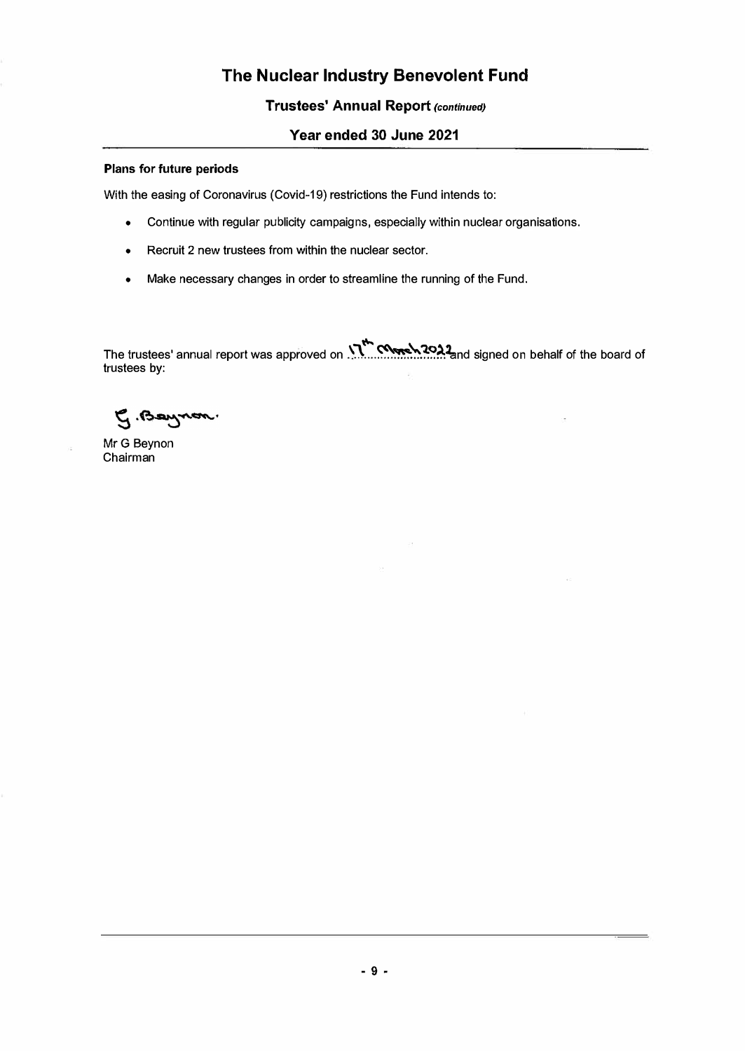# The Nuclear Industry Benevolent Fund

## Trustees' Annual Report *(continued)*

## Year ended 30 June 2021

**Plans for future periods**

With the easing of Coronavirus (Covid-19) restrictions the Fund intends to:

- Continue with regular publicity campaigns, especially within nuclear organisations.
- Recruit 2 new trustees from within the nuclear sector.
- Make necessary changes in order to streamline the running of the Fund.

The trustees' annual report was approved on 17th March 2022 and signed on behalf of the board of trustees by:

G. Beynon.

Mr G Beynon
Chairman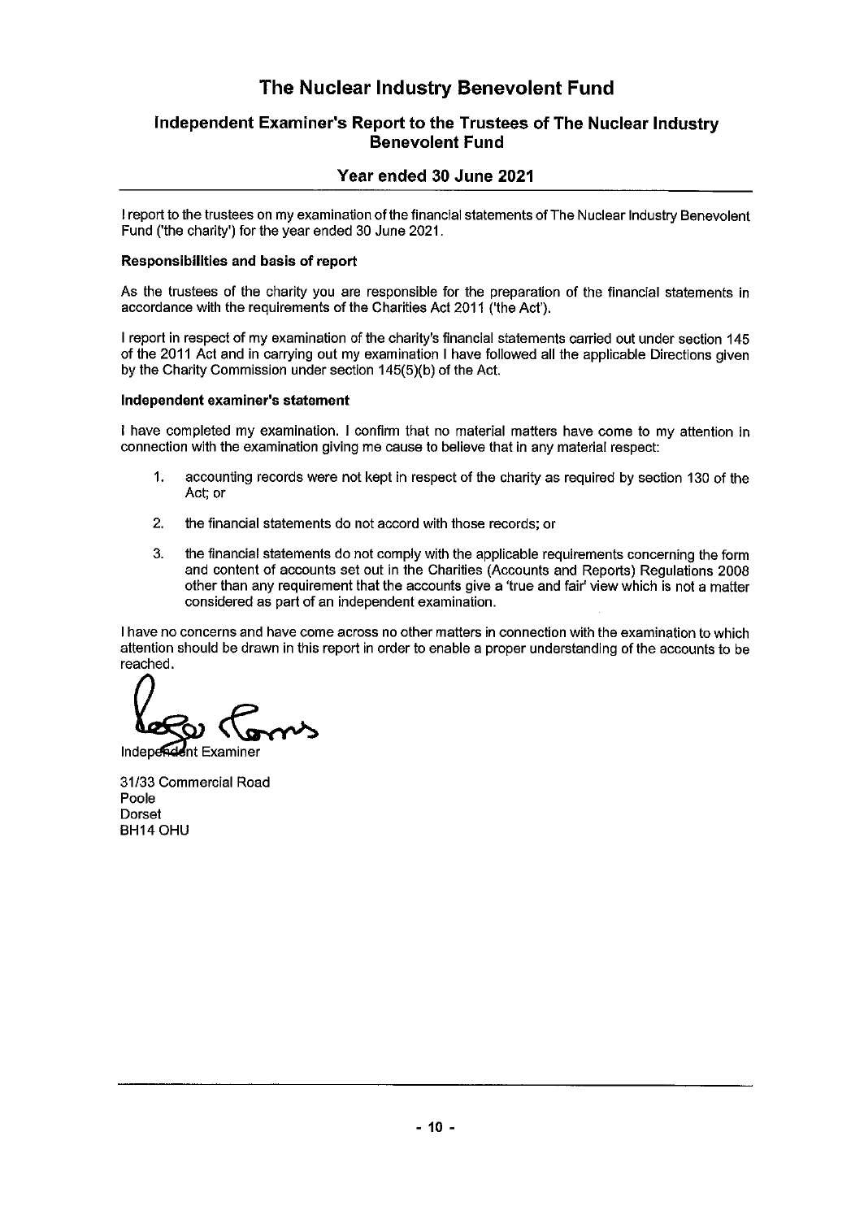# The Nuclear Industry Benevolent Fund

## Independent Examiner's Report to the Trustees of The Nuclear Industry Benevolent Fund

### Year ended 30 June 2021

I report to the trustees on my examination of the financial statements of The Nuclear Industry Benevolent Fund ('the charity') for the year ended 30 June 2021.

**Responsibilities and basis of report**

As the trustees of the charity you are responsible for the preparation of the financial statements in accordance with the requirements of the Charities Act 2011 ('the Act').

I report in respect of my examination of the charity's financial statements carried out under section 145 of the 2011 Act and in carrying out my examination I have followed all the applicable Directions given by the Charity Commission under section 145(5)(b) of the Act.

**Independent examiner's statement**

I have completed my examination. I confirm that no material matters have come to my attention in connection with the examination giving me cause to believe that in any material respect:

1. accounting records were not kept in respect of the charity as required by section 130 of the Act; or

2. the financial statements do not accord with those records; or

3. the financial statements do not comply with the applicable requirements concerning the form and content of accounts set out in the Charities (Accounts and Reports) Regulations 2008 other than any requirement that the accounts give a 'true and fair' view which is not a matter considered as part of an independent examination.

I have no concerns and have come across no other matters in connection with the examination to which attention should be drawn in this report in order to enable a proper understanding of the accounts to be reached.

Independent Examiner

31/33 Commercial Road
Poole
Dorset
BH14 OHU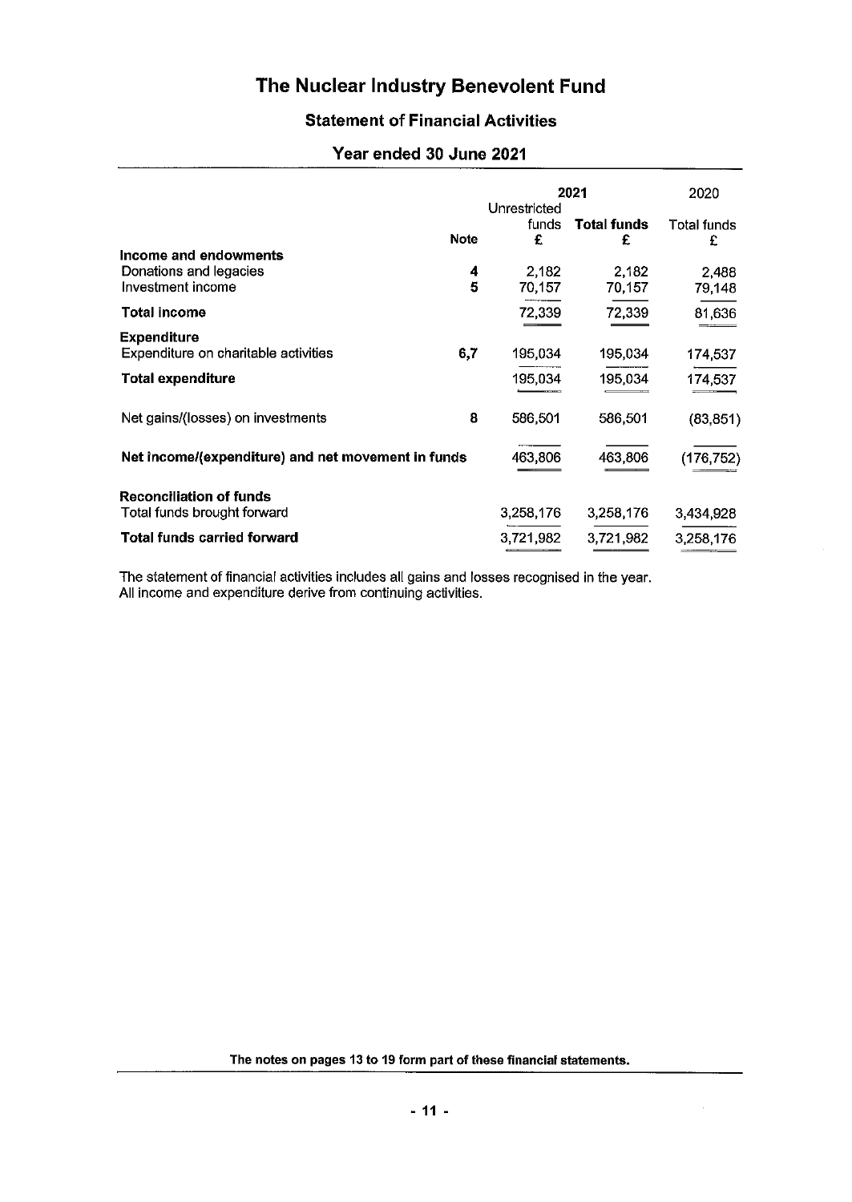# The Nuclear Industry Benevolent Fund

## Statement of Financial Activities

### Year ended 30 June 2021

| | Note | 2021 Unrestricted funds £ | 2021 Total funds £ | 2020 Total funds £ |
|---|---|---|---|---|
| **Income and endowments** | | | | |
| Donations and legacies | 4 | 2,182 | 2,182 | 2,488 |
| Investment income | 5 | 70,157 | 70,157 | 79,148 |
| **Total income** | | 72,339 | 72,339 | 81,636 |
| **Expenditure** | | | | |
| Expenditure on charitable activities | 6,7 | 195,034 | 195,034 | 174,537 |
| **Total expenditure** | | 195,034 | 195,034 | 174,537 |
| Net gains/(losses) on investments | 8 | 586,501 | 586,501 | (83,851) |
| **Net income/(expenditure) and net movement in funds** | | 463,806 | 463,806 | (176,752) |
| **Reconciliation of funds** | | | | |
| Total funds brought forward | | 3,258,176 | 3,258,176 | 3,434,928 |
| **Total funds carried forward** | | 3,721,982 | 3,721,982 | 3,258,176 |

The statement of financial activities includes all gains and losses recognised in the year.
All income and expenditure derive from continuing activities.

**The notes on pages 13 to 19 form part of these financial statements.**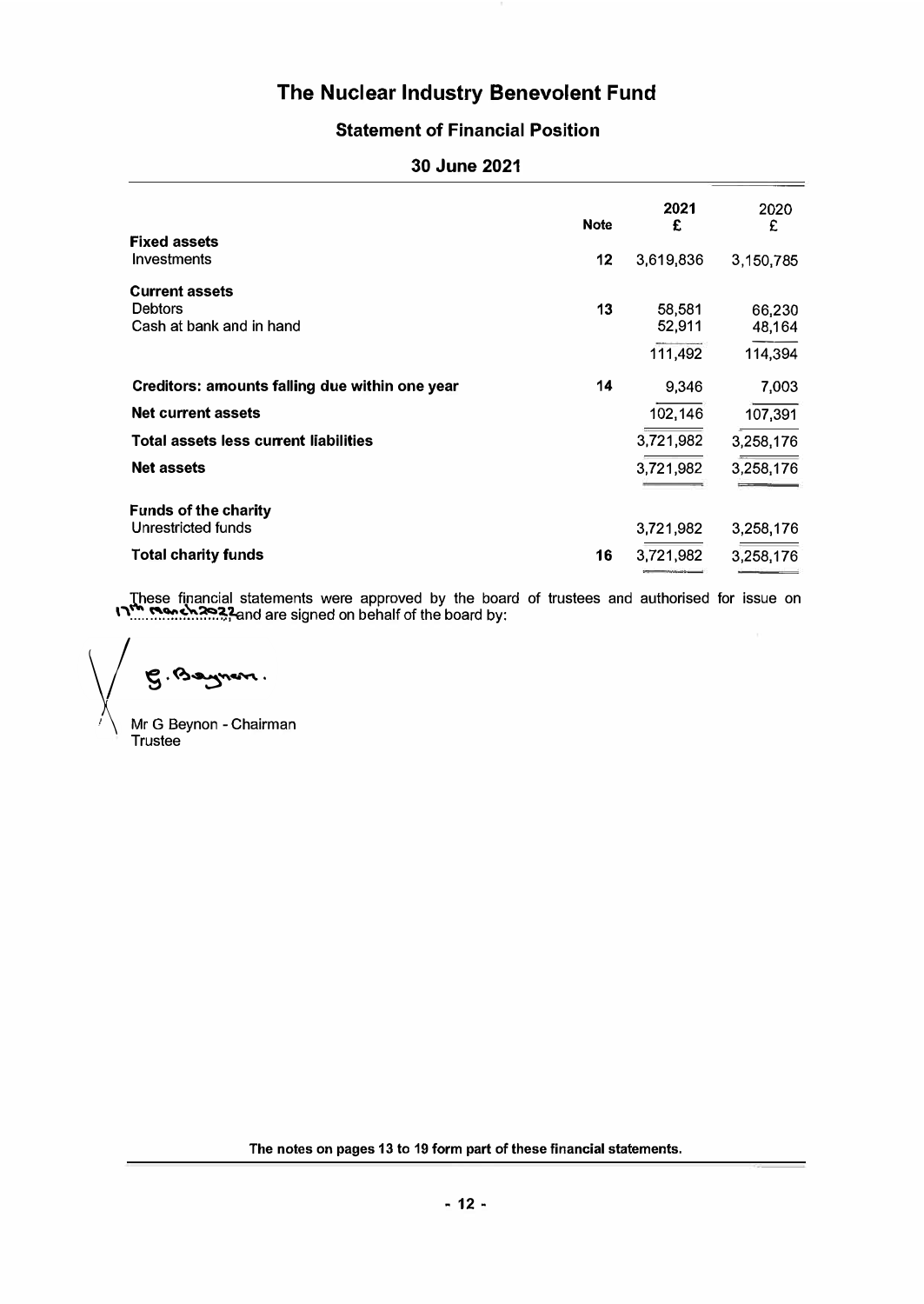# The Nuclear Industry Benevolent Fund

## Statement of Financial Position

### 30 June 2021

| | Note | 2021 £ | 2020 £ |
|---|---|---|---|
| **Fixed assets** | | | |
| Investments | 12 | 3,619,836 | 3,150,785 |
| **Current assets** | | | |
| Debtors | 13 | 58,581 | 66,230 |
| Cash at bank and in hand | | 52,911 | 48,164 |
| | | 111,492 | 114,394 |
| **Creditors: amounts falling due within one year** | 14 | 9,346 | 7,003 |
| **Net current assets** | | 102,146 | 107,391 |
| **Total assets less current liabilities** | | 3,721,982 | 3,258,176 |
| **Net assets** | | 3,721,982 | 3,258,176 |
| **Funds of the charity** | | | |
| Unrestricted funds | | 3,721,982 | 3,258,176 |
| **Total charity funds** | 16 | 3,721,982 | 3,258,176 |

These financial statements were approved by the board of trustees and authorised for issue on 17th March 2022 and are signed on behalf of the board by:

G. Beynon.

Mr G Beynon - Chairman
Trustee

**The notes on pages 13 to 19 form part of these financial statements.**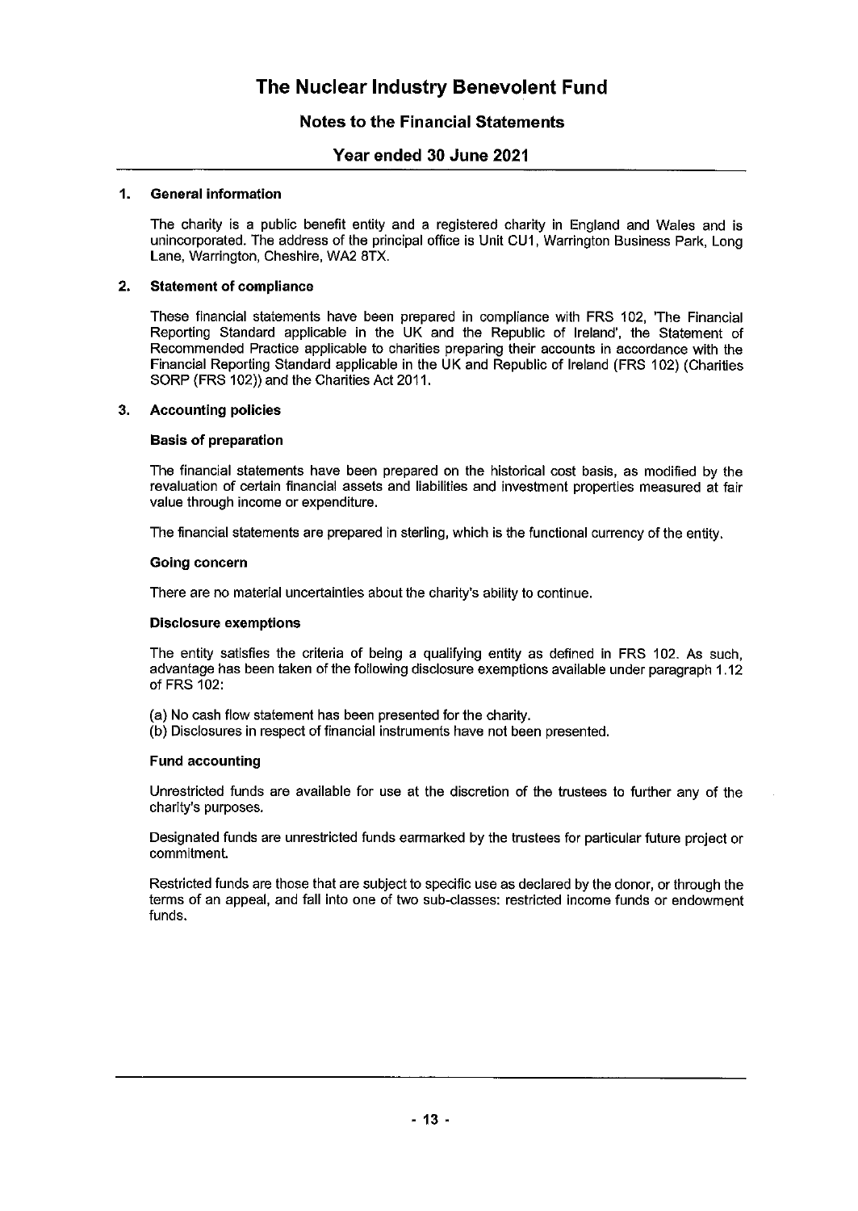# The Nuclear Industry Benevolent Fund

## Notes to the Financial Statements

## Year ended 30 June 2021

### 1. General information

The charity is a public benefit entity and a registered charity in England and Wales and is unincorporated. The address of the principal office is Unit CU1, Warrington Business Park, Long Lane, Warrington, Cheshire, WA2 8TX.

### 2. Statement of compliance

These financial statements have been prepared in compliance with FRS 102, 'The Financial Reporting Standard applicable in the UK and the Republic of Ireland', the Statement of Recommended Practice applicable to charities preparing their accounts in accordance with the Financial Reporting Standard applicable in the UK and Republic of Ireland (FRS 102) (Charities SORP (FRS 102)) and the Charities Act 2011.

### 3. Accounting policies

**Basis of preparation**

The financial statements have been prepared on the historical cost basis, as modified by the revaluation of certain financial assets and liabilities and investment properties measured at fair value through income or expenditure.

The financial statements are prepared in sterling, which is the functional currency of the entity.

**Going concern**

There are no material uncertainties about the charity's ability to continue.

**Disclosure exemptions**

The entity satisfies the criteria of being a qualifying entity as defined in FRS 102. As such, advantage has been taken of the following disclosure exemptions available under paragraph 1.12 of FRS 102:

(a) No cash flow statement has been presented for the charity.
(b) Disclosures in respect of financial instruments have not been presented.

**Fund accounting**

Unrestricted funds are available for use at the discretion of the trustees to further any of the charity's purposes.

Designated funds are unrestricted funds earmarked by the trustees for particular future project or commitment.

Restricted funds are those that are subject to specific use as declared by the donor, or through the terms of an appeal, and fall into one of two sub-classes: restricted income funds or endowment funds.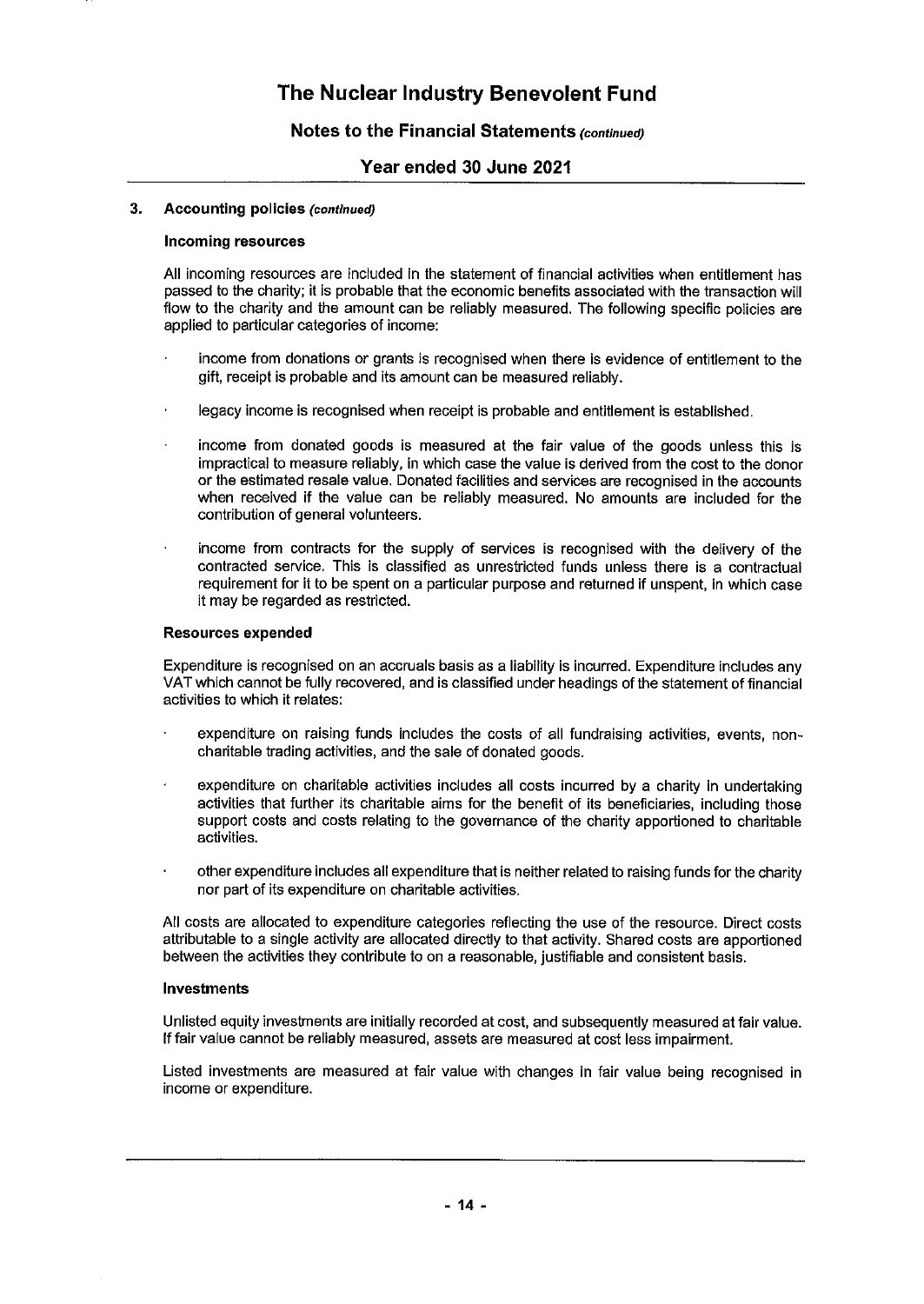### 3. Accounting policies *(continued)*

#### Incoming resources

All incoming resources are included in the statement of financial activities when entitlement has passed to the charity; it is probable that the economic benefits associated with the transaction will flow to the charity and the amount can be reliably measured. The following specific policies are applied to particular categories of income:

- income from donations or grants is recognised when there is evidence of entitlement to the gift, receipt is probable and its amount can be measured reliably.
- legacy income is recognised when receipt is probable and entitlement is established.
- income from donated goods is measured at the fair value of the goods unless this is impractical to measure reliably, in which case the value is derived from the cost to the donor or the estimated resale value. Donated facilities and services are recognised in the accounts when received if the value can be reliably measured. No amounts are included for the contribution of general volunteers.
- income from contracts for the supply of services is recognised with the delivery of the contracted service. This is classified as unrestricted funds unless there is a contractual requirement for it to be spent on a particular purpose and returned if unspent, in which case it may be regarded as restricted.

#### Resources expended

Expenditure is recognised on an accruals basis as a liability is incurred. Expenditure includes any VAT which cannot be fully recovered, and is classified under headings of the statement of financial activities to which it relates:

- expenditure on raising funds includes the costs of all fundraising activities, events, non-charitable trading activities, and the sale of donated goods.
- expenditure on charitable activities includes all costs incurred by a charity in undertaking activities that further its charitable aims for the benefit of its beneficiaries, including those support costs and costs relating to the governance of the charity apportioned to charitable activities.
- other expenditure includes all expenditure that is neither related to raising funds for the charity nor part of its expenditure on charitable activities.

All costs are allocated to expenditure categories reflecting the use of the resource. Direct costs attributable to a single activity are allocated directly to that activity. Shared costs are apportioned between the activities they contribute to on a reasonable, justifiable and consistent basis.

#### Investments

Unlisted equity investments are initially recorded at cost, and subsequently measured at fair value. If fair value cannot be reliably measured, assets are measured at cost less impairment.

Listed investments are measured at fair value with changes in fair value being recognised in income or expenditure.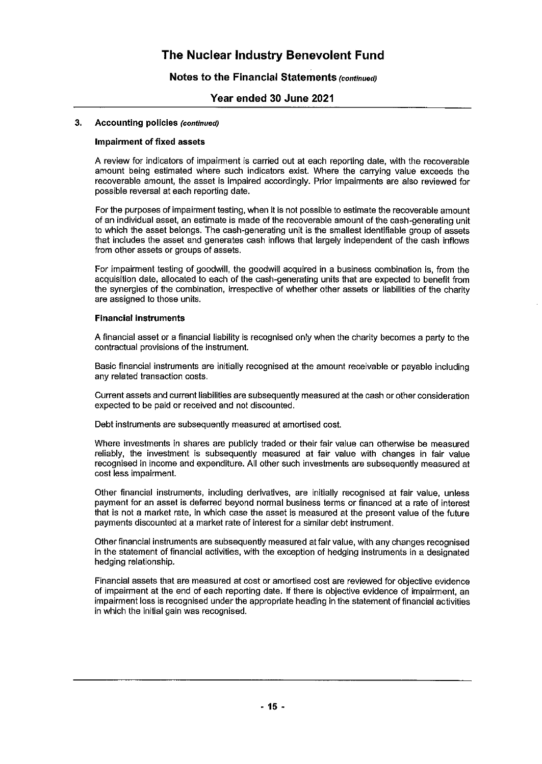## 3. Accounting policies *(continued)*

### Impairment of fixed assets

A review for indicators of impairment is carried out at each reporting date, with the recoverable amount being estimated where such indicators exist. Where the carrying value exceeds the recoverable amount, the asset is impaired accordingly. Prior impairments are also reviewed for possible reversal at each reporting date.

For the purposes of impairment testing, when it is not possible to estimate the recoverable amount of an individual asset, an estimate is made of the recoverable amount of the cash-generating unit to which the asset belongs. The cash-generating unit is the smallest identifiable group of assets that includes the asset and generates cash inflows that largely independent of the cash inflows from other assets or groups of assets.

For impairment testing of goodwill, the goodwill acquired in a business combination is, from the acquisition date, allocated to each of the cash-generating units that are expected to benefit from the synergies of the combination, irrespective of whether other assets or liabilities of the charity are assigned to those units.

### Financial instruments

A financial asset or a financial liability is recognised only when the charity becomes a party to the contractual provisions of the instrument.

Basic financial instruments are initially recognised at the amount receivable or payable including any related transaction costs.

Current assets and current liabilities are subsequently measured at the cash or other consideration expected to be paid or received and not discounted.

Debt instruments are subsequently measured at amortised cost.

Where investments in shares are publicly traded or their fair value can otherwise be measured reliably, the investment is subsequently measured at fair value with changes in fair value recognised in income and expenditure. All other such investments are subsequently measured at cost less impairment.

Other financial instruments, including derivatives, are initially recognised at fair value, unless payment for an asset is deferred beyond normal business terms or financed at a rate of interest that is not a market rate, in which case the asset is measured at the present value of the future payments discounted at a market rate of interest for a similar debt instrument.

Other financial instruments are subsequently measured at fair value, with any changes recognised in the statement of financial activities, with the exception of hedging instruments in a designated hedging relationship.

Financial assets that are measured at cost or amortised cost are reviewed for objective evidence of impairment at the end of each reporting date. If there is objective evidence of impairment, an impairment loss is recognised under the appropriate heading in the statement of financial activities in which the initial gain was recognised.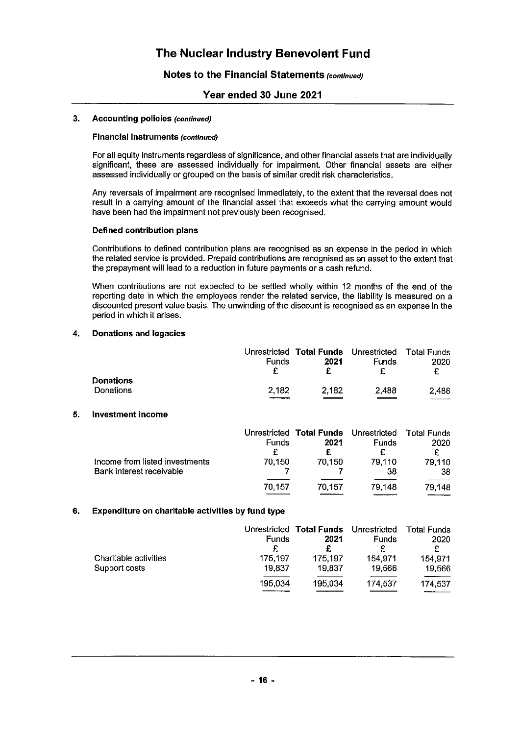### 3. Accounting policies *(continued)*

**Financial instruments** *(continued)*

For all equity instruments regardless of significance, and other financial assets that are individually significant, these are assessed individually for impairment. Other financial assets are either assessed individually or grouped on the basis of similar credit risk characteristics.

Any reversals of impairment are recognised immediately, to the extent that the reversal does not result in a carrying amount of the financial asset that exceeds what the carrying amount would have been had the impairment not previously been recognised.

**Defined contribution plans**

Contributions to defined contribution plans are recognised as an expense in the period in which the related service is provided. Prepaid contributions are recognised as an asset to the extent that the prepayment will lead to a reduction in future payments or a cash refund.

When contributions are not expected to be settled wholly within 12 months of the end of the reporting date in which the employees render the related service, the liability is measured on a discounted present value basis. The unwinding of the discount is recognised as an expense in the period in which it arises.

### 4. Donations and legacies

| | Unrestricted Funds £ | **Total Funds 2021 £** | Unrestricted Funds £ | Total Funds 2020 £ |
|---|---|---|---|---|
| **Donations** | | | | |
| Donations | 2,182 | 2,182 | 2,488 | 2,488 |

### 5. Investment income

| | Unrestricted Funds £ | **Total Funds 2021 £** | Unrestricted Funds £ | Total Funds 2020 £ |
|---|---|---|---|---|
| Income from listed investments | 70,150 | 70,150 | 79,110 | 79,110 |
| Bank interest receivable | 7 | 7 | 38 | 38 |
| | 70,157 | 70,157 | 79,148 | 79,148 |

### 6. Expenditure on charitable activities by fund type

| | Unrestricted Funds £ | **Total Funds 2021 £** | Unrestricted Funds £ | Total Funds 2020 £ |
|---|---|---|---|---|
| Charitable activities | 175,197 | 175,197 | 154,971 | 154,971 |
| Support costs | 19,837 | 19,837 | 19,566 | 19,566 |
| | 195,034 | 195,034 | 174,537 | 174,537 |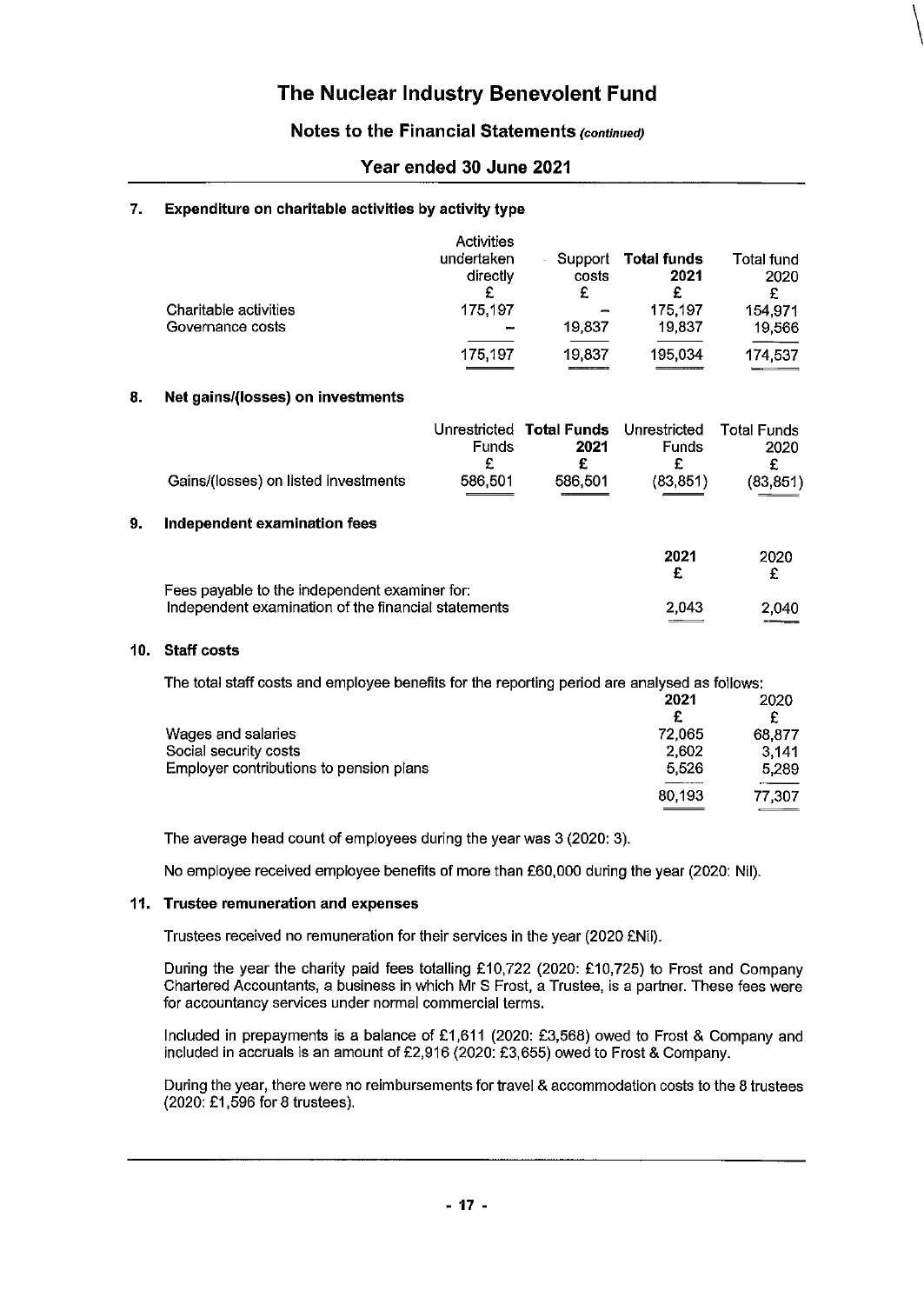# The Nuclear Industry Benevolent Fund

## Notes to the Financial Statements *(continued)*

## Year ended 30 June 2021

### 7. Expenditure on charitable activities by activity type

| | Activities undertaken directly £ | Support costs £ | **Total funds 2021 £** | Total fund 2020 £ |
|---|---|---|---|---|
| Charitable activities | 175,197 | – | 175,197 | 154,971 |
| Governance costs | – | 19,837 | 19,837 | 19,566 |
| | 175,197 | 19,837 | 195,034 | 174,537 |

### 8. Net gains/(losses) on investments

| | Unrestricted Funds £ | **Total Funds 2021 £** | Unrestricted Funds £ | Total Funds 2020 £ |
|---|---|---|---|---|
| Gains/(losses) on listed investments | 586,501 | 586,501 | (83,851) | (83,851) |

### 9. Independent examination fees

| | **2021 £** | 2020 £ |
|---|---|---|
| Fees payable to the independent examiner for: | | |
| Independent examination of the financial statements | 2,043 | 2,040 |

### 10. Staff costs

The total staff costs and employee benefits for the reporting period are analysed as follows:

| | **2021 £** | 2020 £ |
|---|---|---|
| Wages and salaries | 72,065 | 68,877 |
| Social security costs | 2,602 | 3,141 |
| Employer contributions to pension plans | 5,526 | 5,289 |
| | 80,193 | 77,307 |

The average head count of employees during the year was 3 (2020: 3).

No employee received employee benefits of more than £60,000 during the year (2020: Nil).

### 11. Trustee remuneration and expenses

Trustees received no remuneration for their services in the year (2020 £Nil).

During the year the charity paid fees totalling £10,722 (2020: £10,725) to Frost and Company Chartered Accountants, a business in which Mr S Frost, a Trustee, is a partner. These fees were for accountancy services under normal commercial terms.

Included in prepayments is a balance of £1,611 (2020: £3,568) owed to Frost & Company and included in accruals is an amount of £2,916 (2020: £3,655) owed to Frost & Company.

During the year, there were no reimbursements for travel & accommodation costs to the 8 trustees (2020: £1,596 for 8 trustees).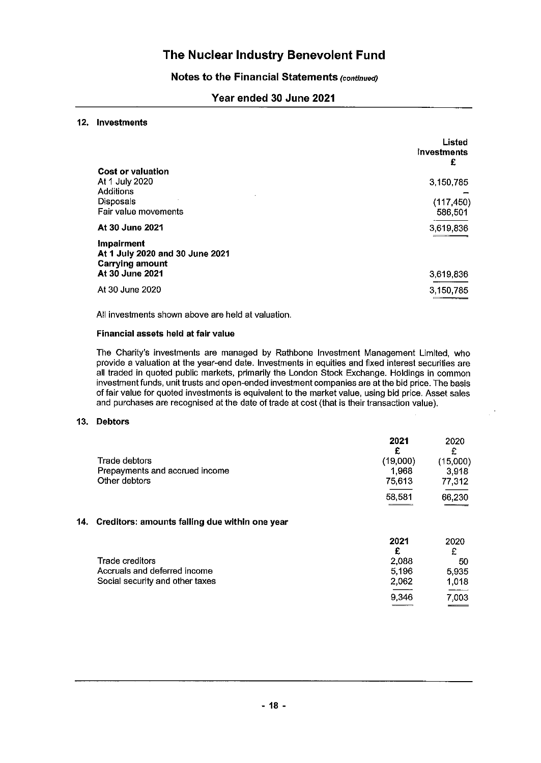# The Nuclear Industry Benevolent Fund

## Notes to the Financial Statements *(continued)*

## Year ended 30 June 2021

### 12. Investments

| | Listed investments £ |
|---|---|
| **Cost or valuation** | |
| At 1 July 2020 | 3,150,785 |
| Additions | – |
| Disposals | (117,450) |
| Fair value movements | 586,501 |
| **At 30 June 2021** | 3,619,836 |
| **Impairment** | |
| **At 1 July 2020 and 30 June 2021** | |
| **Carrying amount** | |
| **At 30 June 2021** | 3,619,836 |
| At 30 June 2020 | 3,150,785 |

All investments shown above are held at valuation.

**Financial assets held at fair value**

The Charity's investments are managed by Rathbone Investment Management Limited, who provide a valuation at the year-end date. Investments in equities and fixed interest securities are all traded in quoted public markets, primarily the London Stock Exchange. Holdings in common investment funds, unit trusts and open-ended investment companies are at the bid price. The basis of fair value for quoted investments is equivalent to the market value, using bid price. Asset sales and purchases are recognised at the date of trade at cost (that is their transaction value).

### 13. Debtors

| | 2021 £ | 2020 £ |
|---|---|---|
| Trade debtors | (19,000) | (15,000) |
| Prepayments and accrued income | 1,968 | 3,918 |
| Other debtors | 75,613 | 77,312 |
| | 58,581 | 66,230 |

### 14. Creditors: amounts falling due within one year

| | 2021 £ | 2020 £ |
|---|---|---|
| Trade creditors | 2,088 | 50 |
| Accruals and deferred income | 5,196 | 5,935 |
| Social security and other taxes | 2,062 | 1,018 |
| | 9,346 | 7,003 |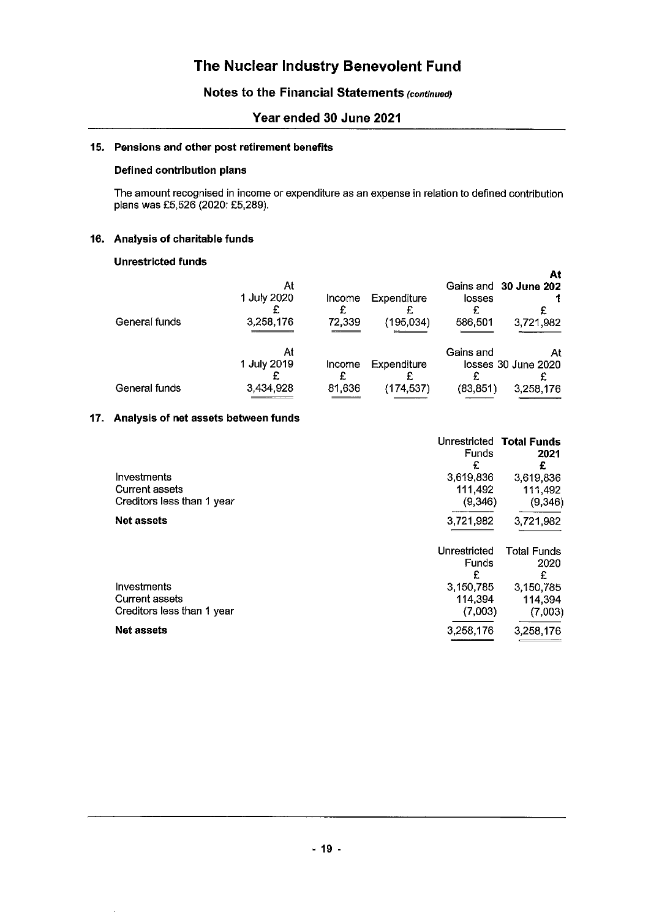# The Nuclear Industry Benevolent Fund

## Notes to the Financial Statements *(continued)*

## Year ended 30 June 2021

### 15. Pensions and other post retirement benefits

**Defined contribution plans**

The amount recognised in income or expenditure as an expense in relation to defined contribution plans was £5,526 (2020: £5,289).

### 16. Analysis of charitable funds

**Unrestricted funds**

| | At 1 July 2020 | Income | Expenditure | Gains and losses | At 30 June 2021 |
|---|---|---|---|---|---|
| | £ | £ | £ | £ | £ |
| General funds | 3,258,176 | 72,339 | (195,034) | 586,501 | 3,721,982 |

| | At 1 July 2019 | Income | Expenditure | Gains and losses | At 30 June 2020 |
|---|---|---|---|---|---|
| | £ | £ | £ | £ | £ |
| General funds | 3,434,928 | 81,636 | (174,537) | (83,851) | 3,258,176 |

### 17. Analysis of net assets between funds

| | Unrestricted Funds | Total Funds 2021 |
|---|---|---|
| | £ | £ |
| Investments | 3,619,836 | 3,619,836 |
| Current assets | 111,492 | 111,492 |
| Creditors less than 1 year | (9,346) | (9,346) |
| **Net assets** | 3,721,982 | 3,721,982 |

| | Unrestricted Funds | Total Funds 2020 |
|---|---|---|
| | £ | £ |
| Investments | 3,150,785 | 3,150,785 |
| Current assets | 114,394 | 114,394 |
| Creditors less than 1 year | (7,003) | (7,003) |
| **Net assets** | 3,258,176 | 3,258,176 |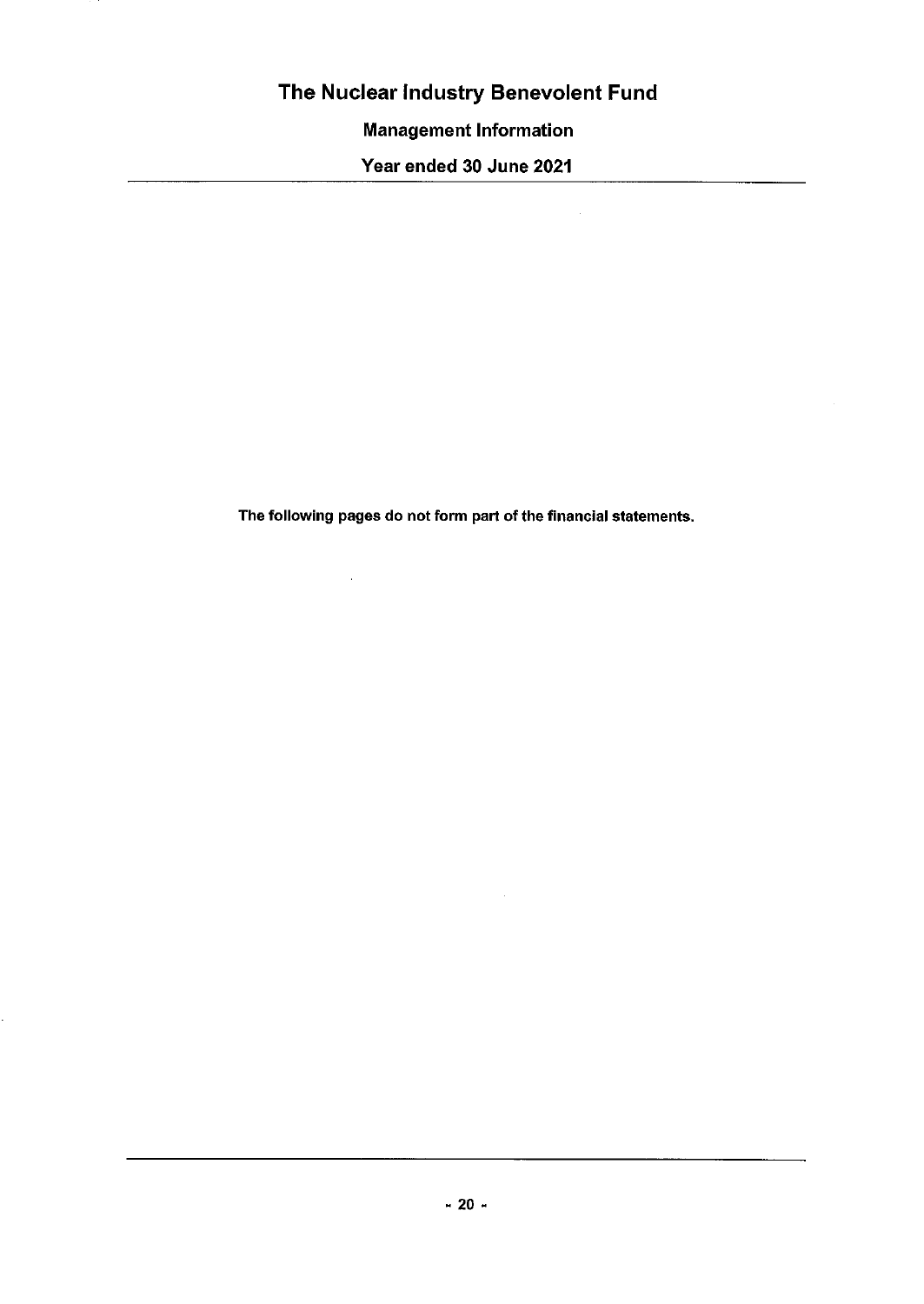# The Nuclear Industry Benevolent Fund

## Management Information

## Year ended 30 June 2021

**The following pages do not form part of the financial statements.**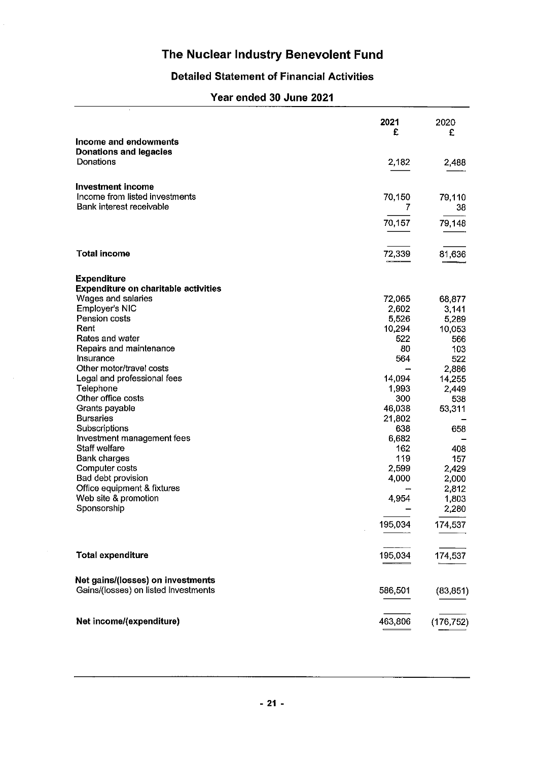# The Nuclear Industry Benevolent Fund

## Detailed Statement of Financial Activities

### Year ended 30 June 2021

| | 2021<br>£ | 2020<br>£ |
|---|---|---|
| **Income and endowments** | | |
| **Donations and legacies** | | |
| Donations | 2,182 | 2,488 |
| | | |
| **Investment income** | | |
| Income from listed investments | 70,150 | 79,110 |
| Bank interest receivable | 7 | 38 |
| | 70,157 | 79,148 |
| | | |
| **Total income** | 72,339 | 81,636 |
| | | |
| **Expenditure** | | |
| **Expenditure on charitable activities** | | |
| Wages and salaries | 72,065 | 68,877 |
| Employer's NIC | 2,602 | 3,141 |
| Pension costs | 5,526 | 5,289 |
| Rent | 10,294 | 10,053 |
| Rates and water | 522 | 566 |
| Repairs and maintenance | 80 | 103 |
| Insurance | 564 | 522 |
| Other motor/travel costs | – | 2,886 |
| Legal and professional fees | 14,094 | 14,255 |
| Telephone | 1,993 | 2,449 |
| Other office costs | 300 | 538 |
| Grants payable | 46,038 | 53,311 |
| Bursaries | 21,802 | – |
| Subscriptions | 638 | 658 |
| Investment management fees | 6,682 | – |
| Staff welfare | 162 | 408 |
| Bank charges | 119 | 157 |
| Computer costs | 2,599 | 2,429 |
| Bad debt provision | 4,000 | 2,000 |
| Office equipment & fixtures | – | 2,812 |
| Web site & promotion | 4,954 | 1,803 |
| Sponsorship | – | 2,280 |
| | 195,034 | 174,537 |
| | | |
| **Total expenditure** | 195,034 | 174,537 |
| | | |
| **Net gains/(losses) on investments** | | |
| Gains/(losses) on listed investments | 586,501 | (83,851) |
| | | |
| **Net income/(expenditure)** | 463,806 | (176,752) |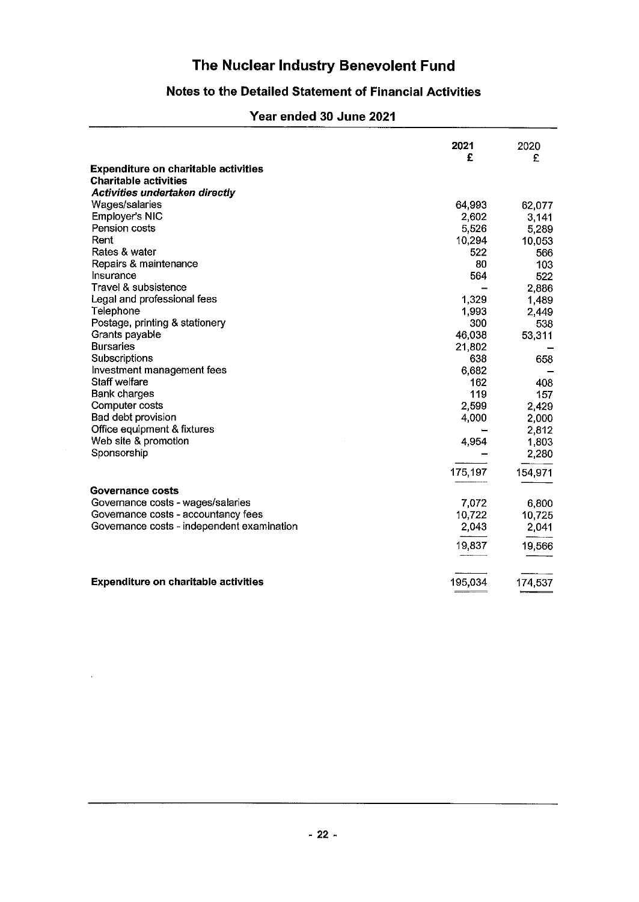# The Nuclear Industry Benevolent Fund

## Notes to the Detailed Statement of Financial Activities

### Year ended 30 June 2021

| | 2021 | 2020 |
|---|---|---|
| | £ | £ |
| **Expenditure on charitable activities** | | |
| **Charitable activities** | | |
| ***Activities undertaken directly*** | | |
| Wages/salaries | 64,993 | 62,077 |
| Employer's NIC | 2,602 | 3,141 |
| Pension costs | 5,526 | 5,289 |
| Rent | 10,294 | 10,053 |
| Rates & water | 522 | 566 |
| Repairs & maintenance | 80 | 103 |
| Insurance | 564 | 522 |
| Travel & subsistence | – | 2,886 |
| Legal and professional fees | 1,329 | 1,489 |
| Telephone | 1,993 | 2,449 |
| Postage, printing & stationery | 300 | 538 |
| Grants payable | 46,038 | 53,311 |
| Bursaries | 21,802 | – |
| Subscriptions | 638 | 658 |
| Investment management fees | 6,682 | – |
| Staff welfare | 162 | 408 |
| Bank charges | 119 | 157 |
| Computer costs | 2,599 | 2,429 |
| Bad debt provision | 4,000 | 2,000 |
| Office equipment & fixtures | – | 2,812 |
| Web site & promotion | 4,954 | 1,803 |
| Sponsorship | – | 2,280 |
| | 175,197 | 154,971 |
| **Governance costs** | | |
| Governance costs - wages/salaries | 7,072 | 6,800 |
| Governance costs - accountancy fees | 10,722 | 10,725 |
| Governance costs - independent examination | 2,043 | 2,041 |
| | 19,837 | 19,566 |
| **Expenditure on charitable activities** | 195,034 | 174,537 |